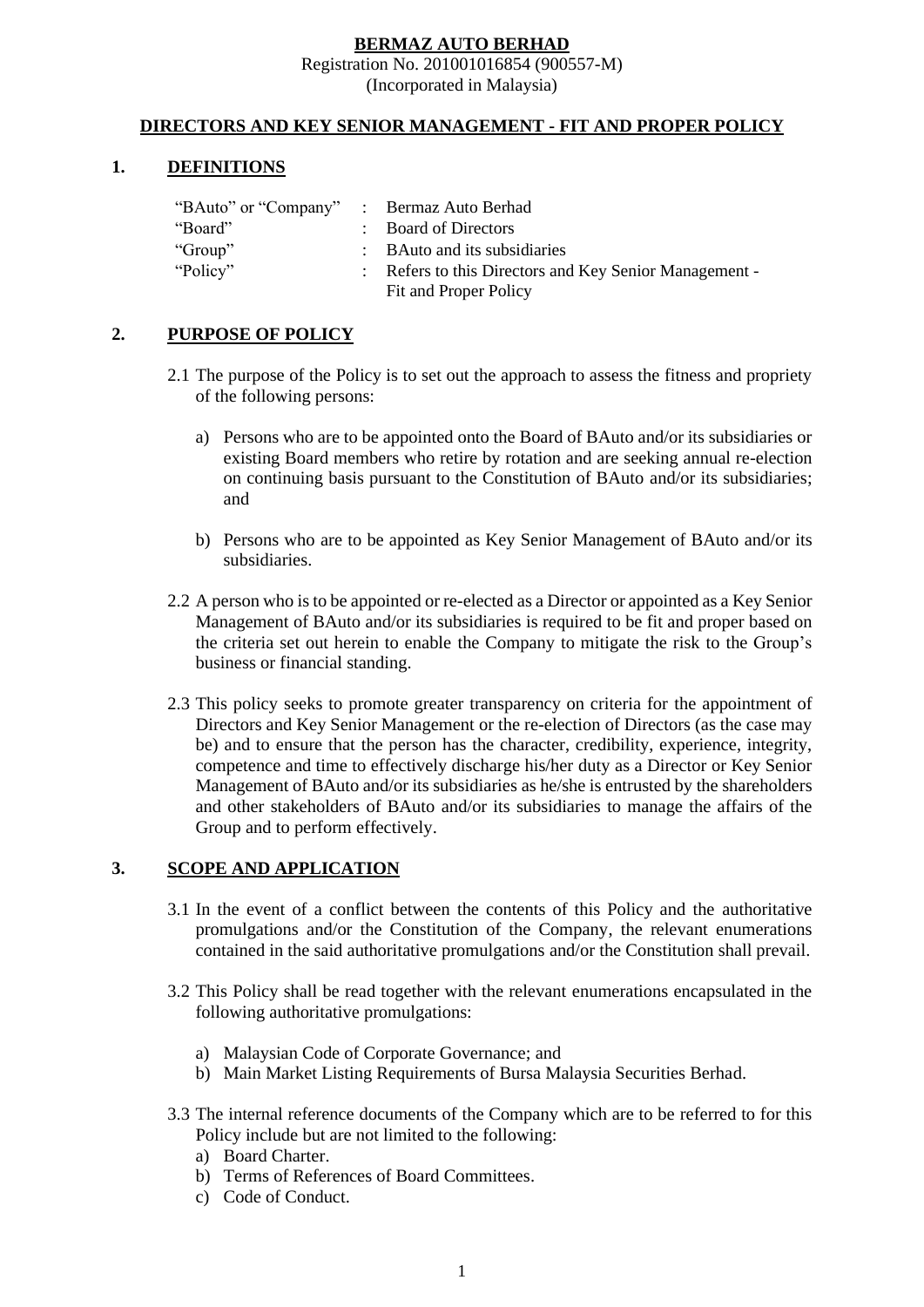**BERMAZ AUTO BERHAD**

Registration No. 201001016854 (900557-M)

(Incorporated in Malaysia)

## DIRECTORS AND KEY SENIOR MANAGEMENT - FIT AND PROPER POLICY

## 1. DEFINITIONS

| | | |
|---|---|---|
| "BAuto" or "Company" | : | Bermaz Auto Berhad |
| "Board" | : | Board of Directors |
| "Group" | : | BAuto and its subsidiaries |
| "Policy" | : | Refers to this Directors and Key Senior Management - Fit and Proper Policy |

## 2. PURPOSE OF POLICY

2.1 The purpose of the Policy is to set out the approach to assess the fitness and propriety of the following persons:

a) Persons who are to be appointed onto the Board of BAuto and/or its subsidiaries or existing Board members who retire by rotation and are seeking annual re-election on continuing basis pursuant to the Constitution of BAuto and/or its subsidiaries; and

b) Persons who are to be appointed as Key Senior Management of BAuto and/or its subsidiaries.

2.2 A person who is to be appointed or re-elected as a Director or appointed as a Key Senior Management of BAuto and/or its subsidiaries is required to be fit and proper based on the criteria set out herein to enable the Company to mitigate the risk to the Group's business or financial standing.

2.3 This policy seeks to promote greater transparency on criteria for the appointment of Directors and Key Senior Management or the re-election of Directors (as the case may be) and to ensure that the person has the character, credibility, experience, integrity, competence and time to effectively discharge his/her duty as a Director or Key Senior Management of BAuto and/or its subsidiaries as he/she is entrusted by the shareholders and other stakeholders of BAuto and/or its subsidiaries to manage the affairs of the Group and to perform effectively.

## 3. SCOPE AND APPLICATION

3.1 In the event of a conflict between the contents of this Policy and the authoritative promulgations and/or the Constitution of the Company, the relevant enumerations contained in the said authoritative promulgations and/or the Constitution shall prevail.

3.2 This Policy shall be read together with the relevant enumerations encapsulated in the following authoritative promulgations:

a) Malaysian Code of Corporate Governance; and
b) Main Market Listing Requirements of Bursa Malaysia Securities Berhad.

3.3 The internal reference documents of the Company which are to be referred to for this Policy include but are not limited to the following:

a) Board Charter.
b) Terms of References of Board Committees.
c) Code of Conduct.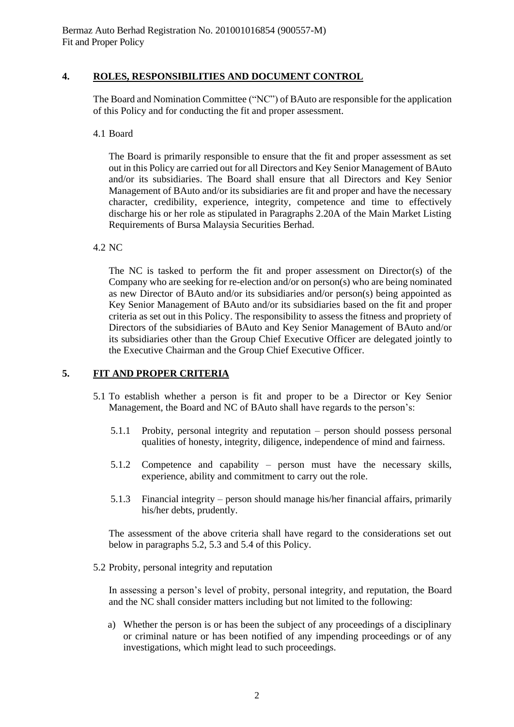## 4. ROLES, RESPONSIBILITIES AND DOCUMENT CONTROL

The Board and Nomination Committee ("NC") of BAuto are responsible for the application of this Policy and for conducting the fit and proper assessment.

### 4.1 Board

The Board is primarily responsible to ensure that the fit and proper assessment as set out in this Policy are carried out for all Directors and Key Senior Management of BAuto and/or its subsidiaries. The Board shall ensure that all Directors and Key Senior Management of BAuto and/or its subsidiaries are fit and proper and have the necessary character, credibility, experience, integrity, competence and time to effectively discharge his or her role as stipulated in Paragraphs 2.20A of the Main Market Listing Requirements of Bursa Malaysia Securities Berhad.

### 4.2 NC

The NC is tasked to perform the fit and proper assessment on Director(s) of the Company who are seeking for re-election and/or on person(s) who are being nominated as new Director of BAuto and/or its subsidiaries and/or person(s) being appointed as Key Senior Management of BAuto and/or its subsidiaries based on the fit and proper criteria as set out in this Policy. The responsibility to assess the fitness and propriety of Directors of the subsidiaries of BAuto and Key Senior Management of BAuto and/or its subsidiaries other than the Group Chief Executive Officer are delegated jointly to the Executive Chairman and the Group Chief Executive Officer.

## 5. FIT AND PROPER CRITERIA

5.1 To establish whether a person is fit and proper to be a Director or Key Senior Management, the Board and NC of BAuto shall have regards to the person's:

- 5.1.1 Probity, personal integrity and reputation – person should possess personal qualities of honesty, integrity, diligence, independence of mind and fairness.
- 5.1.2 Competence and capability – person must have the necessary skills, experience, ability and commitment to carry out the role.
- 5.1.3 Financial integrity – person should manage his/her financial affairs, primarily his/her debts, prudently.

The assessment of the above criteria shall have regard to the considerations set out below in paragraphs 5.2, 5.3 and 5.4 of this Policy.

5.2 Probity, personal integrity and reputation

In assessing a person's level of probity, personal integrity, and reputation, the Board and the NC shall consider matters including but not limited to the following:

a) Whether the person is or has been the subject of any proceedings of a disciplinary or criminal nature or has been notified of any impending proceedings or of any investigations, which might lead to such proceedings.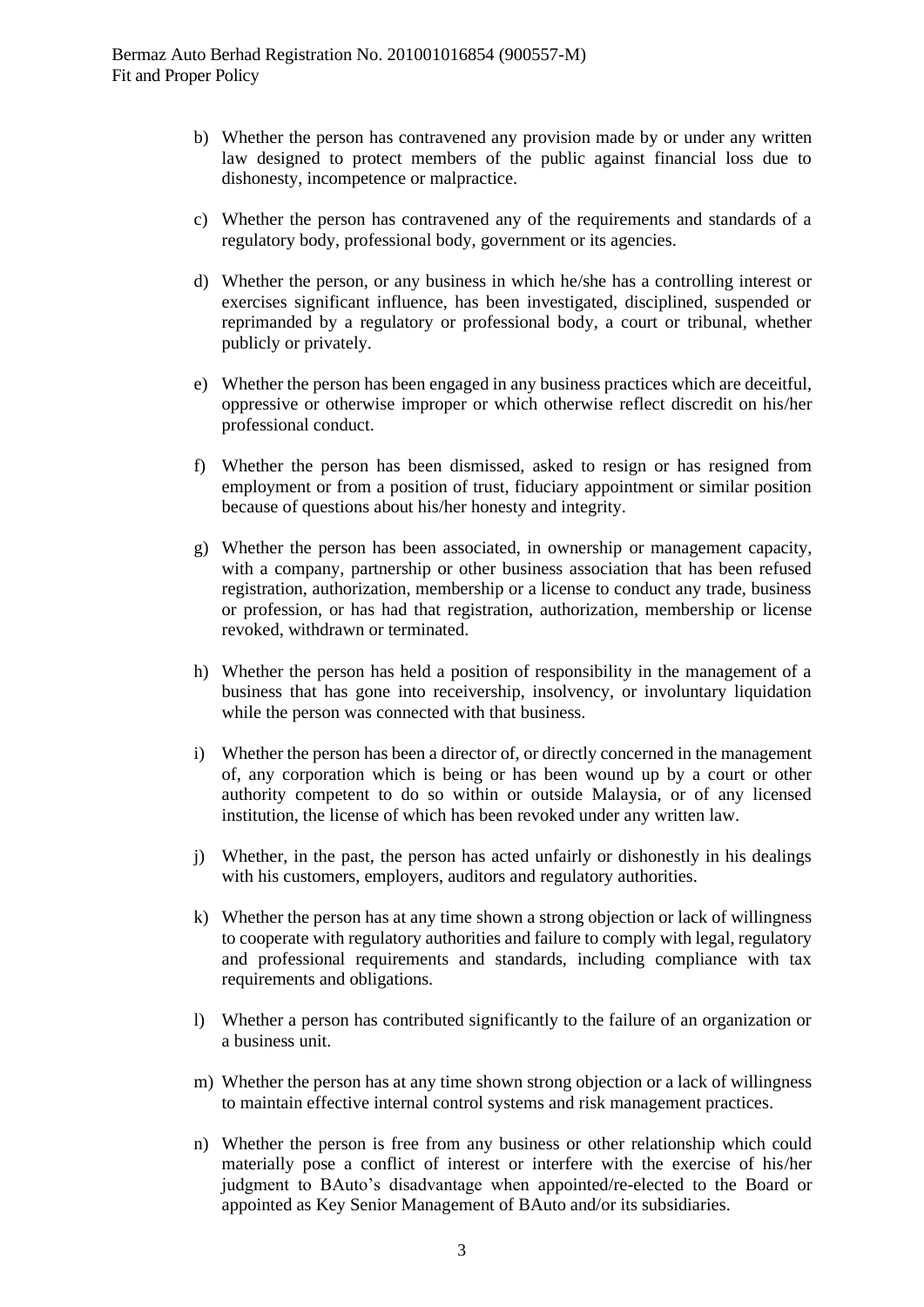b) Whether the person has contravened any provision made by or under any written law designed to protect members of the public against financial loss due to dishonesty, incompetence or malpractice.

c) Whether the person has contravened any of the requirements and standards of a regulatory body, professional body, government or its agencies.

d) Whether the person, or any business in which he/she has a controlling interest or exercises significant influence, has been investigated, disciplined, suspended or reprimanded by a regulatory or professional body, a court or tribunal, whether publicly or privately.

e) Whether the person has been engaged in any business practices which are deceitful, oppressive or otherwise improper or which otherwise reflect discredit on his/her professional conduct.

f) Whether the person has been dismissed, asked to resign or has resigned from employment or from a position of trust, fiduciary appointment or similar position because of questions about his/her honesty and integrity.

g) Whether the person has been associated, in ownership or management capacity, with a company, partnership or other business association that has been refused registration, authorization, membership or a license to conduct any trade, business or profession, or has had that registration, authorization, membership or license revoked, withdrawn or terminated.

h) Whether the person has held a position of responsibility in the management of a business that has gone into receivership, insolvency, or involuntary liquidation while the person was connected with that business.

i) Whether the person has been a director of, or directly concerned in the management of, any corporation which is being or has been wound up by a court or other authority competent to do so within or outside Malaysia, or of any licensed institution, the license of which has been revoked under any written law.

j) Whether, in the past, the person has acted unfairly or dishonestly in his dealings with his customers, employers, auditors and regulatory authorities.

k) Whether the person has at any time shown a strong objection or lack of willingness to cooperate with regulatory authorities and failure to comply with legal, regulatory and professional requirements and standards, including compliance with tax requirements and obligations.

l) Whether a person has contributed significantly to the failure of an organization or a business unit.

m) Whether the person has at any time shown strong objection or a lack of willingness to maintain effective internal control systems and risk management practices.

n) Whether the person is free from any business or other relationship which could materially pose a conflict of interest or interfere with the exercise of his/her judgment to BAuto's disadvantage when appointed/re-elected to the Board or appointed as Key Senior Management of BAuto and/or its subsidiaries.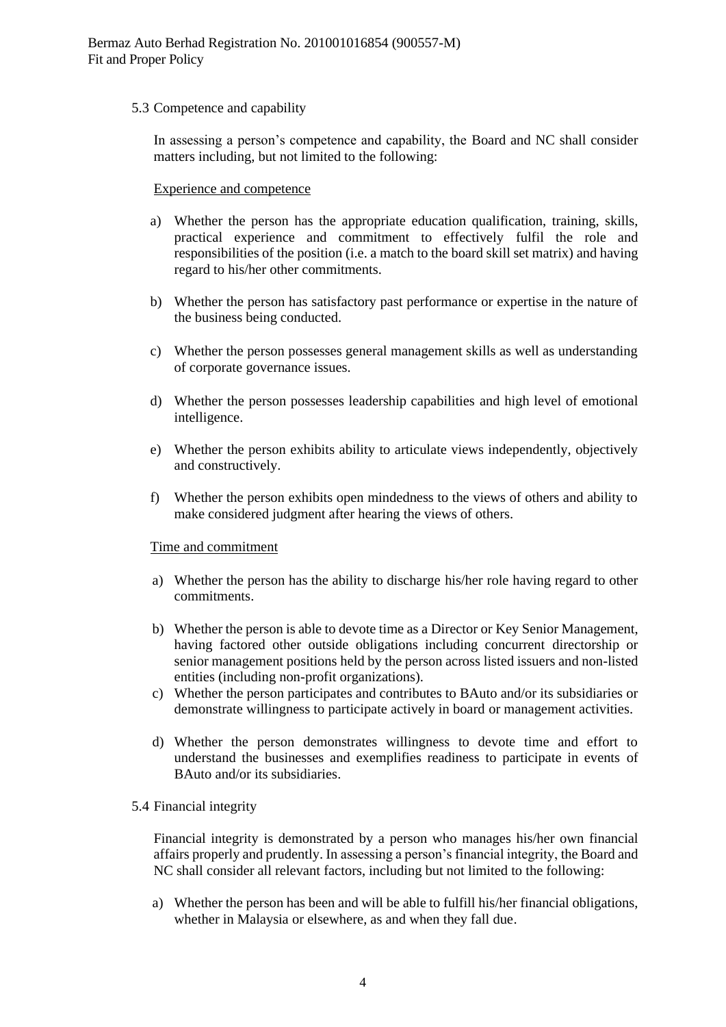### 5.3 Competence and capability

In assessing a person's competence and capability, the Board and NC shall consider matters including, but not limited to the following:

Experience and competence

a) Whether the person has the appropriate education qualification, training, skills, practical experience and commitment to effectively fulfil the role and responsibilities of the position (i.e. a match to the board skill set matrix) and having regard to his/her other commitments.

b) Whether the person has satisfactory past performance or expertise in the nature of the business being conducted.

c) Whether the person possesses general management skills as well as understanding of corporate governance issues.

d) Whether the person possesses leadership capabilities and high level of emotional intelligence.

e) Whether the person exhibits ability to articulate views independently, objectively and constructively.

f) Whether the person exhibits open mindedness to the views of others and ability to make considered judgment after hearing the views of others.

Time and commitment

a) Whether the person has the ability to discharge his/her role having regard to other commitments.

b) Whether the person is able to devote time as a Director or Key Senior Management, having factored other outside obligations including concurrent directorship or senior management positions held by the person across listed issuers and non-listed entities (including non-profit organizations).

c) Whether the person participates and contributes to BAuto and/or its subsidiaries or demonstrate willingness to participate actively in board or management activities.

d) Whether the person demonstrates willingness to devote time and effort to understand the businesses and exemplifies readiness to participate in events of BAuto and/or its subsidiaries.

### 5.4 Financial integrity

Financial integrity is demonstrated by a person who manages his/her own financial affairs properly and prudently. In assessing a person's financial integrity, the Board and NC shall consider all relevant factors, including but not limited to the following:

a) Whether the person has been and will be able to fulfill his/her financial obligations, whether in Malaysia or elsewhere, as and when they fall due.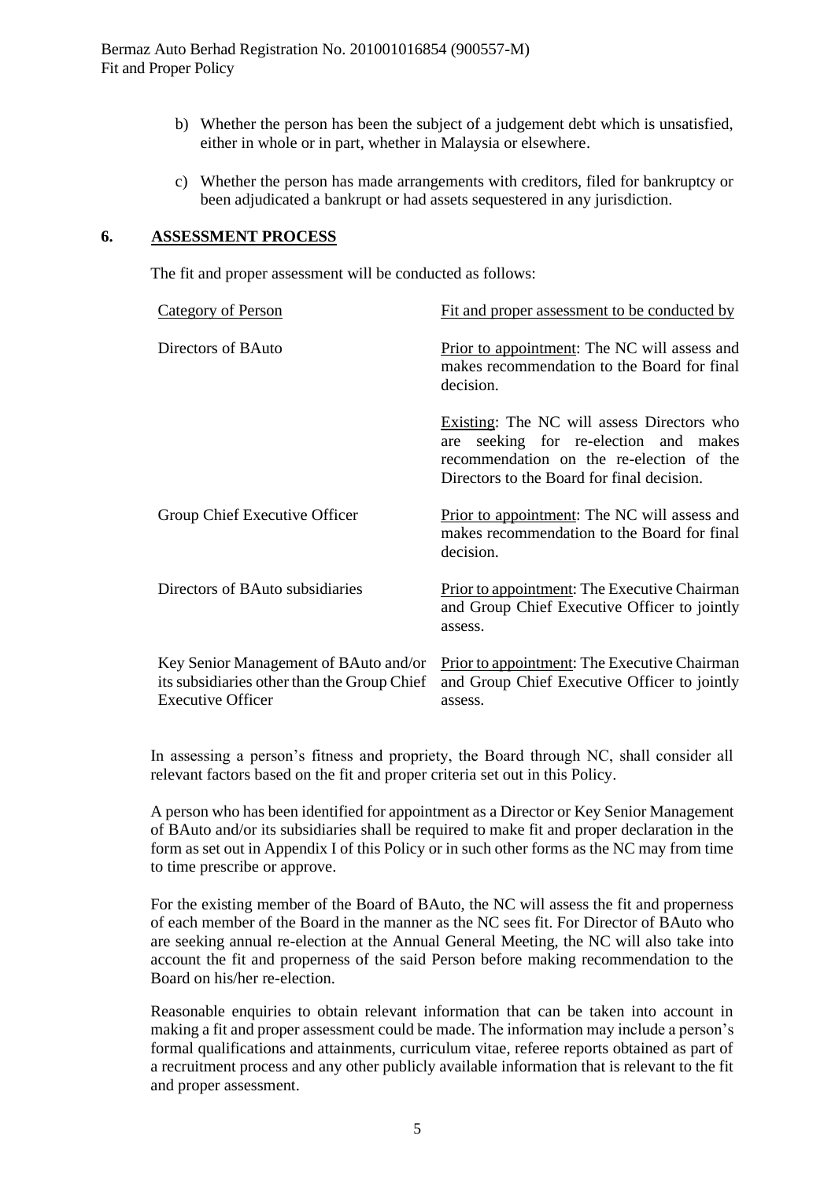b) Whether the person has been the subject of a judgement debt which is unsatisfied, either in whole or in part, whether in Malaysia or elsewhere.

c) Whether the person has made arrangements with creditors, filed for bankruptcy or been adjudicated a bankrupt or had assets sequestered in any jurisdiction.

## 6. ASSESSMENT PROCESS

The fit and proper assessment will be conducted as follows:

| Category of Person | Fit and proper assessment to be conducted by |
|---|---|
| Directors of BAuto | Prior to appointment: The NC will assess and makes recommendation to the Board for final decision.<br><br>Existing: The NC will assess Directors who are seeking for re-election and makes recommendation on the re-election of the Directors to the Board for final decision. |
| Group Chief Executive Officer | Prior to appointment: The NC will assess and makes recommendation to the Board for final decision. |
| Directors of BAuto subsidiaries | Prior to appointment: The Executive Chairman and Group Chief Executive Officer to jointly assess. |
| Key Senior Management of BAuto and/or its subsidiaries other than the Group Chief Executive Officer | Prior to appointment: The Executive Chairman and Group Chief Executive Officer to jointly assess. |

In assessing a person's fitness and propriety, the Board through NC, shall consider all relevant factors based on the fit and proper criteria set out in this Policy.

A person who has been identified for appointment as a Director or Key Senior Management of BAuto and/or its subsidiaries shall be required to make fit and proper declaration in the form as set out in Appendix I of this Policy or in such other forms as the NC may from time to time prescribe or approve.

For the existing member of the Board of BAuto, the NC will assess the fit and properness of each member of the Board in the manner as the NC sees fit. For Director of BAuto who are seeking annual re-election at the Annual General Meeting, the NC will also take into account the fit and properness of the said Person before making recommendation to the Board on his/her re-election.

Reasonable enquiries to obtain relevant information that can be taken into account in making a fit and proper assessment could be made. The information may include a person's formal qualifications and attainments, curriculum vitae, referee reports obtained as part of a recruitment process and any other publicly available information that is relevant to the fit and proper assessment.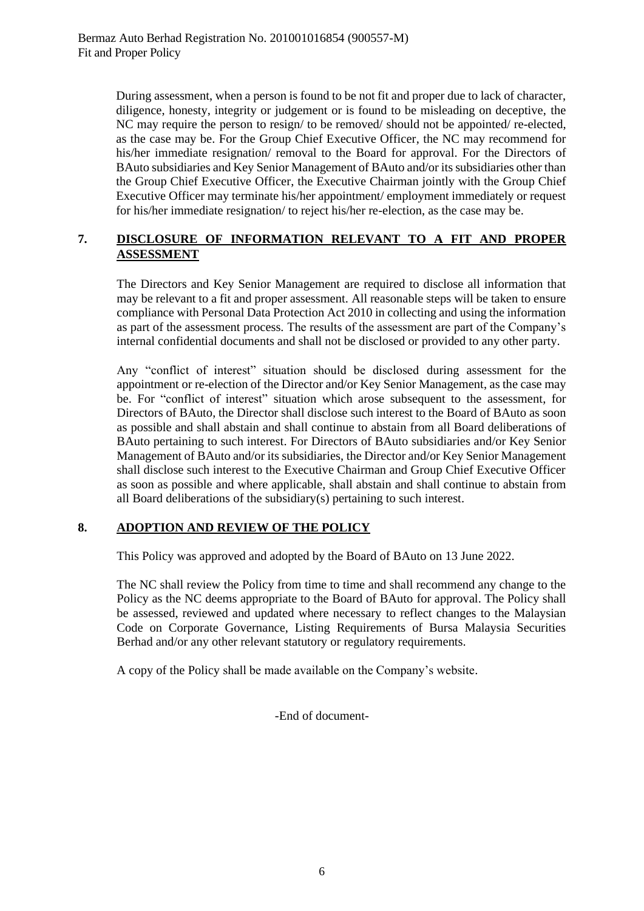During assessment, when a person is found to be not fit and proper due to lack of character, diligence, honesty, integrity or judgement or is found to be misleading on deceptive, the NC may require the person to resign/ to be removed/ should not be appointed/ re-elected, as the case may be. For the Group Chief Executive Officer, the NC may recommend for his/her immediate resignation/ removal to the Board for approval. For the Directors of BAuto subsidiaries and Key Senior Management of BAuto and/or its subsidiaries other than the Group Chief Executive Officer, the Executive Chairman jointly with the Group Chief Executive Officer may terminate his/her appointment/ employment immediately or request for his/her immediate resignation/ to reject his/her re-election, as the case may be.

## 7. DISCLOSURE OF INFORMATION RELEVANT TO A FIT AND PROPER ASSESSMENT

The Directors and Key Senior Management are required to disclose all information that may be relevant to a fit and proper assessment. All reasonable steps will be taken to ensure compliance with Personal Data Protection Act 2010 in collecting and using the information as part of the assessment process. The results of the assessment are part of the Company's internal confidential documents and shall not be disclosed or provided to any other party.

Any "conflict of interest" situation should be disclosed during assessment for the appointment or re-election of the Director and/or Key Senior Management, as the case may be. For "conflict of interest" situation which arose subsequent to the assessment, for Directors of BAuto, the Director shall disclose such interest to the Board of BAuto as soon as possible and shall abstain and shall continue to abstain from all Board deliberations of BAuto pertaining to such interest. For Directors of BAuto subsidiaries and/or Key Senior Management of BAuto and/or its subsidiaries, the Director and/or Key Senior Management shall disclose such interest to the Executive Chairman and Group Chief Executive Officer as soon as possible and where applicable, shall abstain and shall continue to abstain from all Board deliberations of the subsidiary(s) pertaining to such interest.

## 8. ADOPTION AND REVIEW OF THE POLICY

This Policy was approved and adopted by the Board of BAuto on 13 June 2022.

The NC shall review the Policy from time to time and shall recommend any change to the Policy as the NC deems appropriate to the Board of BAuto for approval. The Policy shall be assessed, reviewed and updated where necessary to reflect changes to the Malaysian Code on Corporate Governance, Listing Requirements of Bursa Malaysia Securities Berhad and/or any other relevant statutory or regulatory requirements.

A copy of the Policy shall be made available on the Company's website.

-End of document-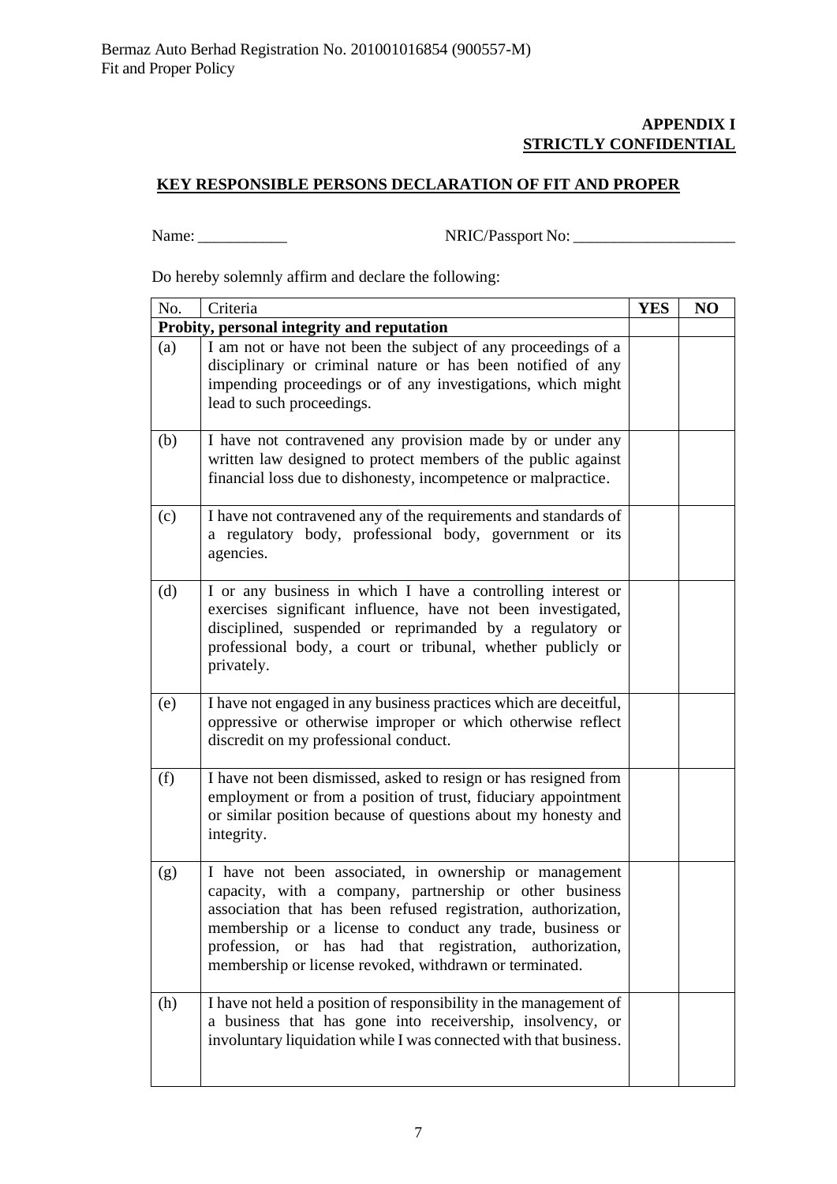**APPENDIX I**
**STRICTLY CONFIDENTIAL**

## KEY RESPONSIBLE PERSONS DECLARATION OF FIT AND PROPER

Name: ___________ NRIC/Passport No: ____________________

Do hereby solemnly affirm and declare the following:

| No. | Criteria | YES | NO |
|---|---|---|---|
| **Probity, personal integrity and reputation** | | | |
| (a) | I am not or have not been the subject of any proceedings of a disciplinary or criminal nature or has been notified of any impending proceedings or of any investigations, which might lead to such proceedings. | | |
| (b) | I have not contravened any provision made by or under any written law designed to protect members of the public against financial loss due to dishonesty, incompetence or malpractice. | | |
| (c) | I have not contravened any of the requirements and standards of a regulatory body, professional body, government or its agencies. | | |
| (d) | I or any business in which I have a controlling interest or exercises significant influence, have not been investigated, disciplined, suspended or reprimanded by a regulatory or professional body, a court or tribunal, whether publicly or privately. | | |
| (e) | I have not engaged in any business practices which are deceitful, oppressive or otherwise improper or which otherwise reflect discredit on my professional conduct. | | |
| (f) | I have not been dismissed, asked to resign or has resigned from employment or from a position of trust, fiduciary appointment or similar position because of questions about my honesty and integrity. | | |
| (g) | I have not been associated, in ownership or management capacity, with a company, partnership or other business association that has been refused registration, authorization, membership or a license to conduct any trade, business or profession, or has had that registration, authorization, membership or license revoked, withdrawn or terminated. | | |
| (h) | I have not held a position of responsibility in the management of a business that has gone into receivership, insolvency, or involuntary liquidation while I was connected with that business. | | |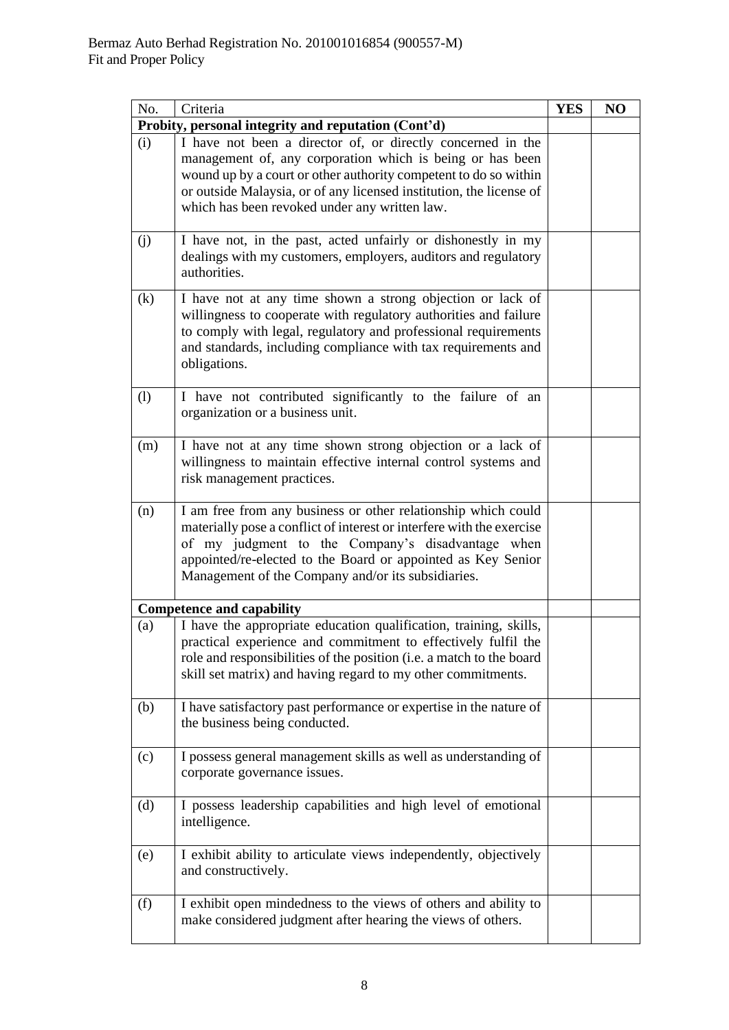| No. | Criteria | YES | NO |
|---|---|---|---|
| **Probity, personal integrity and reputation (Cont'd)** | | | |
| (i) | I have not been a director of, or directly concerned in the management of, any corporation which is being or has been wound up by a court or other authority competent to do so within or outside Malaysia, or of any licensed institution, the license of which has been revoked under any written law. | | |
| (j) | I have not, in the past, acted unfairly or dishonestly in my dealings with my customers, employers, auditors and regulatory authorities. | | |
| (k) | I have not at any time shown a strong objection or lack of willingness to cooperate with regulatory authorities and failure to comply with legal, regulatory and professional requirements and standards, including compliance with tax requirements and obligations. | | |
| (l) | I have not contributed significantly to the failure of an organization or a business unit. | | |
| (m) | I have not at any time shown strong objection or a lack of willingness to maintain effective internal control systems and risk management practices. | | |
| (n) | I am free from any business or other relationship which could materially pose a conflict of interest or interfere with the exercise of my judgment to the Company's disadvantage when appointed/re-elected to the Board or appointed as Key Senior Management of the Company and/or its subsidiaries. | | |
| **Competence and capability** | | | |
| (a) | I have the appropriate education qualification, training, skills, practical experience and commitment to effectively fulfil the role and responsibilities of the position (i.e. a match to the board skill set matrix) and having regard to my other commitments. | | |
| (b) | I have satisfactory past performance or expertise in the nature of the business being conducted. | | |
| (c) | I possess general management skills as well as understanding of corporate governance issues. | | |
| (d) | I possess leadership capabilities and high level of emotional intelligence. | | |
| (e) | I exhibit ability to articulate views independently, objectively and constructively. | | |
| (f) | I exhibit open mindedness to the views of others and ability to make considered judgment after hearing the views of others. | | |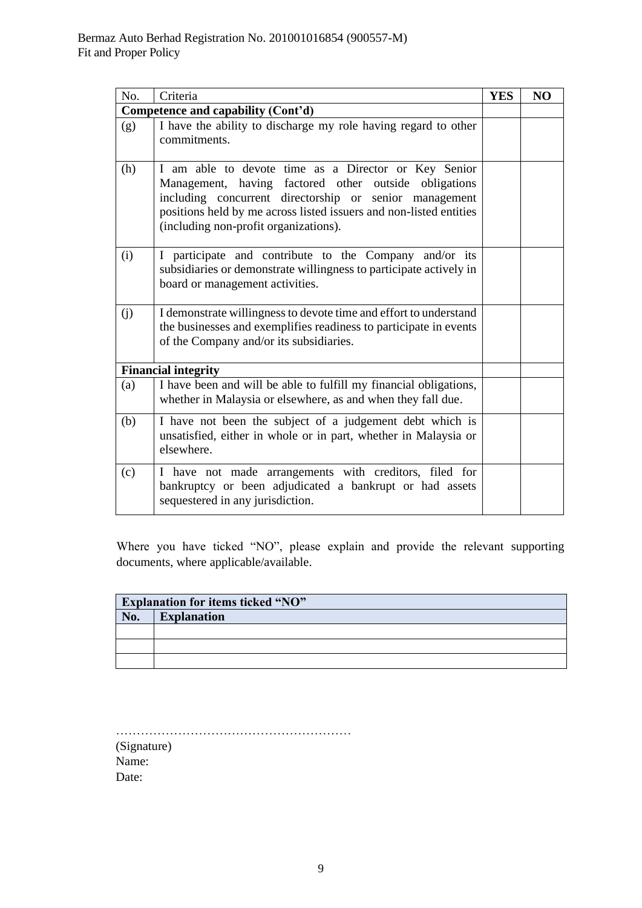| No. | Criteria | YES | NO |
|---|---|---|---|
| **Competence and capability (Cont'd)** | | | |
| (g) | I have the ability to discharge my role having regard to other commitments. | | |
| (h) | I am able to devote time as a Director or Key Senior Management, having factored other outside obligations including concurrent directorship or senior management positions held by me across listed issuers and non-listed entities (including non-profit organizations). | | |
| (i) | I participate and contribute to the Company and/or its subsidiaries or demonstrate willingness to participate actively in board or management activities. | | |
| (j) | I demonstrate willingness to devote time and effort to understand the businesses and exemplifies readiness to participate in events of the Company and/or its subsidiaries. | | |
| **Financial integrity** | | | |
| (a) | I have been and will be able to fulfill my financial obligations, whether in Malaysia or elsewhere, as and when they fall due. | | |
| (b) | I have not been the subject of a judgement debt which is unsatisfied, either in whole or in part, whether in Malaysia or elsewhere. | | |
| (c) | I have not made arrangements with creditors, filed for bankruptcy or been adjudicated a bankrupt or had assets sequestered in any jurisdiction. | | |

Where you have ticked "NO", please explain and provide the relevant supporting documents, where applicable/available.

| **Explanation for items ticked "NO"** | |
|---|---|
| **No.** | **Explanation** |
| | |
| | |
| | |

…………………………………………………
(Signature)
Name:
Date: